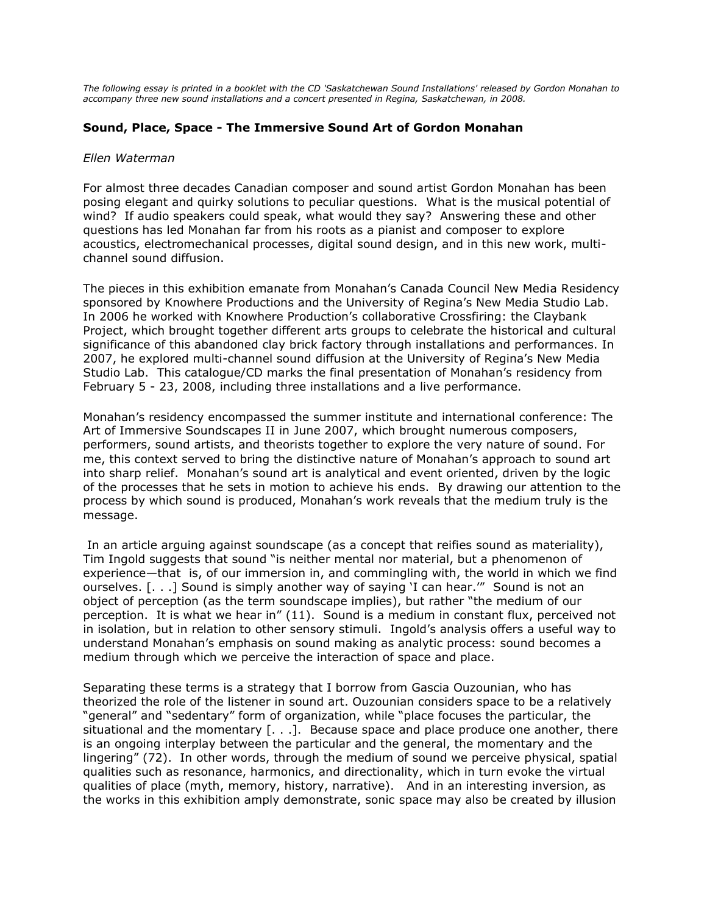*The following essay is printed in a booklet with the CD 'Saskatchewan Sound Installations' released by Gordon Monahan to accompany three new sound installations and a concert presented in Regina, Saskatchewan, in 2008.*

## Sound, Place, Space - The Immersive Sound Art of Gordon Monahan

*Ellen Waterman*

For almost three decades Canadian composer and sound artist Gordon Monahan has been posing elegant and quirky solutions to peculiar questions. What is the musical potential of wind? If audio speakers could speak, what would they say? Answering these and other questions has led Monahan far from his roots as a pianist and composer to explore acoustics, electromechanical processes, digital sound design, and in this new work, multi-channel sound diffusion.

The pieces in this exhibition emanate from Monahan's Canada Council New Media Residency sponsored by Knowhere Productions and the University of Regina's New Media Studio Lab. In 2006 he worked with Knowhere Production's collaborative Crossfiring: the Claybank Project, which brought together different arts groups to celebrate the historical and cultural significance of this abandoned clay brick factory through installations and performances. In 2007, he explored multi-channel sound diffusion at the University of Regina's New Media Studio Lab. This catalogue/CD marks the final presentation of Monahan's residency from February 5 - 23, 2008, including three installations and a live performance.

Monahan's residency encompassed the summer institute and international conference: The Art of Immersive Soundscapes II in June 2007, which brought numerous composers, performers, sound artists, and theorists together to explore the very nature of sound. For me, this context served to bring the distinctive nature of Monahan's approach to sound art into sharp relief. Monahan's sound art is analytical and event oriented, driven by the logic of the processes that he sets in motion to achieve his ends. By drawing our attention to the process by which sound is produced, Monahan's work reveals that the medium truly is the message.

In an article arguing against soundscape (as a concept that reifies sound as materiality), Tim Ingold suggests that sound "is neither mental nor material, but a phenomenon of experience—that is, of our immersion in, and commingling with, the world in which we find ourselves. [. . .] Sound is simply another way of saying 'I can hear.'" Sound is not an object of perception (as the term soundscape implies), but rather "the medium of our perception. It is what we hear in" (11). Sound is a medium in constant flux, perceived not in isolation, but in relation to other sensory stimuli. Ingold's analysis offers a useful way to understand Monahan's emphasis on sound making as analytic process: sound becomes a medium through which we perceive the interaction of space and place.

Separating these terms is a strategy that I borrow from Gascia Ouzounian, who has theorized the role of the listener in sound art. Ouzounian considers space to be a relatively "general" and "sedentary" form of organization, while "place focuses the particular, the situational and the momentary [. . .]. Because space and place produce one another, there is an ongoing interplay between the particular and the general, the momentary and the lingering" (72). In other words, through the medium of sound we perceive physical, spatial qualities such as resonance, harmonics, and directionality, which in turn evoke the virtual qualities of place (myth, memory, history, narrative). And in an interesting inversion, as the works in this exhibition amply demonstrate, sonic space may also be created by illusion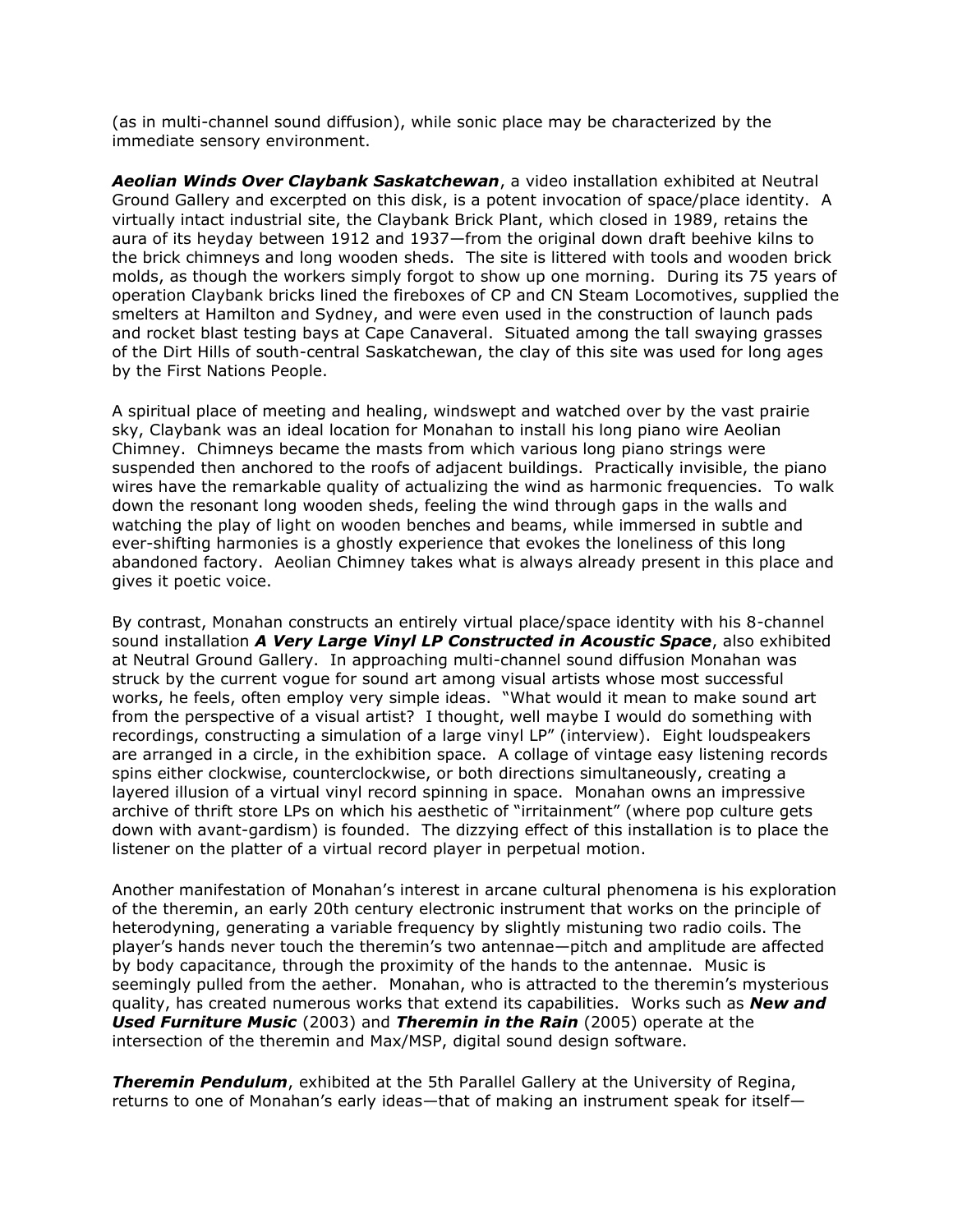(as in multi-channel sound diffusion), while sonic place may be characterized by the immediate sensory environment.

***Aeolian Winds Over Claybank Saskatchewan***, a video installation exhibited at Neutral Ground Gallery and excerpted on this disk, is a potent invocation of space/place identity. A virtually intact industrial site, the Claybank Brick Plant, which closed in 1989, retains the aura of its heyday between 1912 and 1937—from the original down draft beehive kilns to the brick chimneys and long wooden sheds. The site is littered with tools and wooden brick molds, as though the workers simply forgot to show up one morning. During its 75 years of operation Claybank bricks lined the fireboxes of CP and CN Steam Locomotives, supplied the smelters at Hamilton and Sydney, and were even used in the construction of launch pads and rocket blast testing bays at Cape Canaveral. Situated among the tall swaying grasses of the Dirt Hills of south-central Saskatchewan, the clay of this site was used for long ages by the First Nations People.

A spiritual place of meeting and healing, windswept and watched over by the vast prairie sky, Claybank was an ideal location for Monahan to install his long piano wire Aeolian Chimney. Chimneys became the masts from which various long piano strings were suspended then anchored to the roofs of adjacent buildings. Practically invisible, the piano wires have the remarkable quality of actualizing the wind as harmonic frequencies. To walk down the resonant long wooden sheds, feeling the wind through gaps in the walls and watching the play of light on wooden benches and beams, while immersed in subtle and ever-shifting harmonies is a ghostly experience that evokes the loneliness of this long abandoned factory. Aeolian Chimney takes what is always already present in this place and gives it poetic voice.

By contrast, Monahan constructs an entirely virtual place/space identity with his 8-channel sound installation ***A Very Large Vinyl LP Constructed in Acoustic Space***, also exhibited at Neutral Ground Gallery. In approaching multi-channel sound diffusion Monahan was struck by the current vogue for sound art among visual artists whose most successful works, he feels, often employ very simple ideas. "What would it mean to make sound art from the perspective of a visual artist? I thought, well maybe I would do something with recordings, constructing a simulation of a large vinyl LP" (interview). Eight loudspeakers are arranged in a circle, in the exhibition space. A collage of vintage easy listening records spins either clockwise, counterclockwise, or both directions simultaneously, creating a layered illusion of a virtual vinyl record spinning in space. Monahan owns an impressive archive of thrift store LPs on which his aesthetic of "irritainment" (where pop culture gets down with avant-gardism) is founded. The dizzying effect of this installation is to place the listener on the platter of a virtual record player in perpetual motion.

Another manifestation of Monahan's interest in arcane cultural phenomena is his exploration of the theremin, an early 20th century electronic instrument that works on the principle of heterodyning, generating a variable frequency by slightly mistuning two radio coils. The player's hands never touch the theremin's two antennae—pitch and amplitude are affected by body capacitance, through the proximity of the hands to the antennae. Music is seemingly pulled from the aether. Monahan, who is attracted to the theremin's mysterious quality, has created numerous works that extend its capabilities. Works such as ***New and Used Furniture Music*** (2003) and ***Theremin in the Rain*** (2005) operate at the intersection of the theremin and Max/MSP, digital sound design software.

***Theremin Pendulum***, exhibited at the 5th Parallel Gallery at the University of Regina, returns to one of Monahan's early ideas—that of making an instrument speak for itself—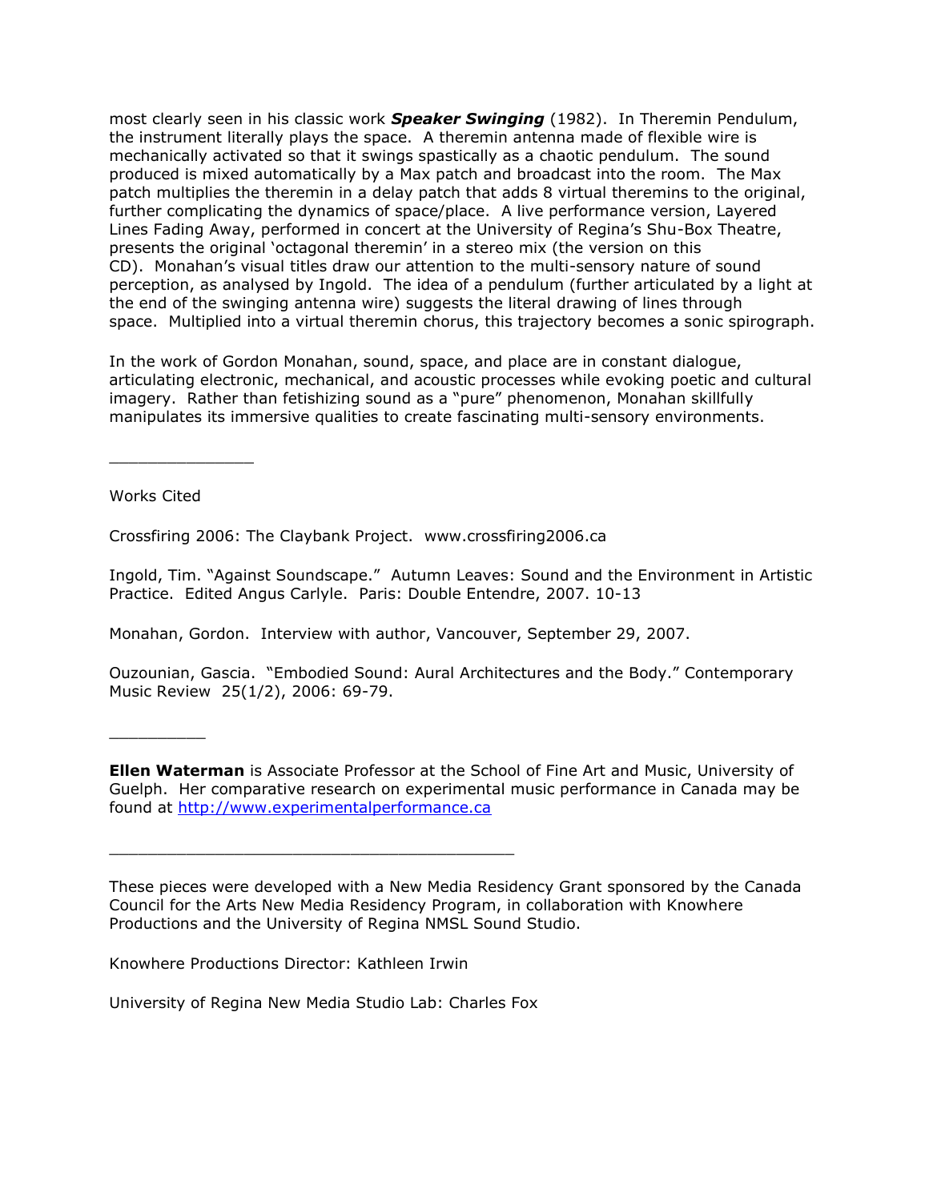most clearly seen in his classic work ***Speaker Swinging*** (1982). In Theremin Pendulum, the instrument literally plays the space. A theremin antenna made of flexible wire is mechanically activated so that it swings spastically as a chaotic pendulum. The sound produced is mixed automatically by a Max patch and broadcast into the room. The Max patch multiplies the theremin in a delay patch that adds 8 virtual theremins to the original, further complicating the dynamics of space/place. A live performance version, Layered Lines Fading Away, performed in concert at the University of Regina's Shu-Box Theatre, presents the original 'octagonal theremin' in a stereo mix (the version on this CD). Monahan's visual titles draw our attention to the multi-sensory nature of sound perception, as analysed by Ingold. The idea of a pendulum (further articulated by a light at the end of the swinging antenna wire) suggests the literal drawing of lines through space. Multiplied into a virtual theremin chorus, this trajectory becomes a sonic spirograph.

In the work of Gordon Monahan, sound, space, and place are in constant dialogue, articulating electronic, mechanical, and acoustic processes while evoking poetic and cultural imagery. Rather than fetishizing sound as a "pure" phenomenon, Monahan skillfully manipulates its immersive qualities to create fascinating multi-sensory environments.

---

Works Cited

Crossfiring 2006: The Claybank Project. www.crossfiring2006.ca

Ingold, Tim. "Against Soundscape." Autumn Leaves: Sound and the Environment in Artistic Practice. Edited Angus Carlyle. Paris: Double Entendre, 2007. 10-13

Monahan, Gordon. Interview with author, Vancouver, September 29, 2007.

Ouzounian, Gascia. "Embodied Sound: Aural Architectures and the Body." Contemporary Music Review 25(1/2), 2006: 69-79.

---

**Ellen Waterman** is Associate Professor at the School of Fine Art and Music, University of Guelph. Her comparative research on experimental music performance in Canada may be found at [http://www.experimentalperformance.ca](http://www.experimentalperformance.ca)

---

These pieces were developed with a New Media Residency Grant sponsored by the Canada Council for the Arts New Media Residency Program, in collaboration with Knowhere Productions and the University of Regina NMSL Sound Studio.

Knowhere Productions Director: Kathleen Irwin

University of Regina New Media Studio Lab: Charles Fox